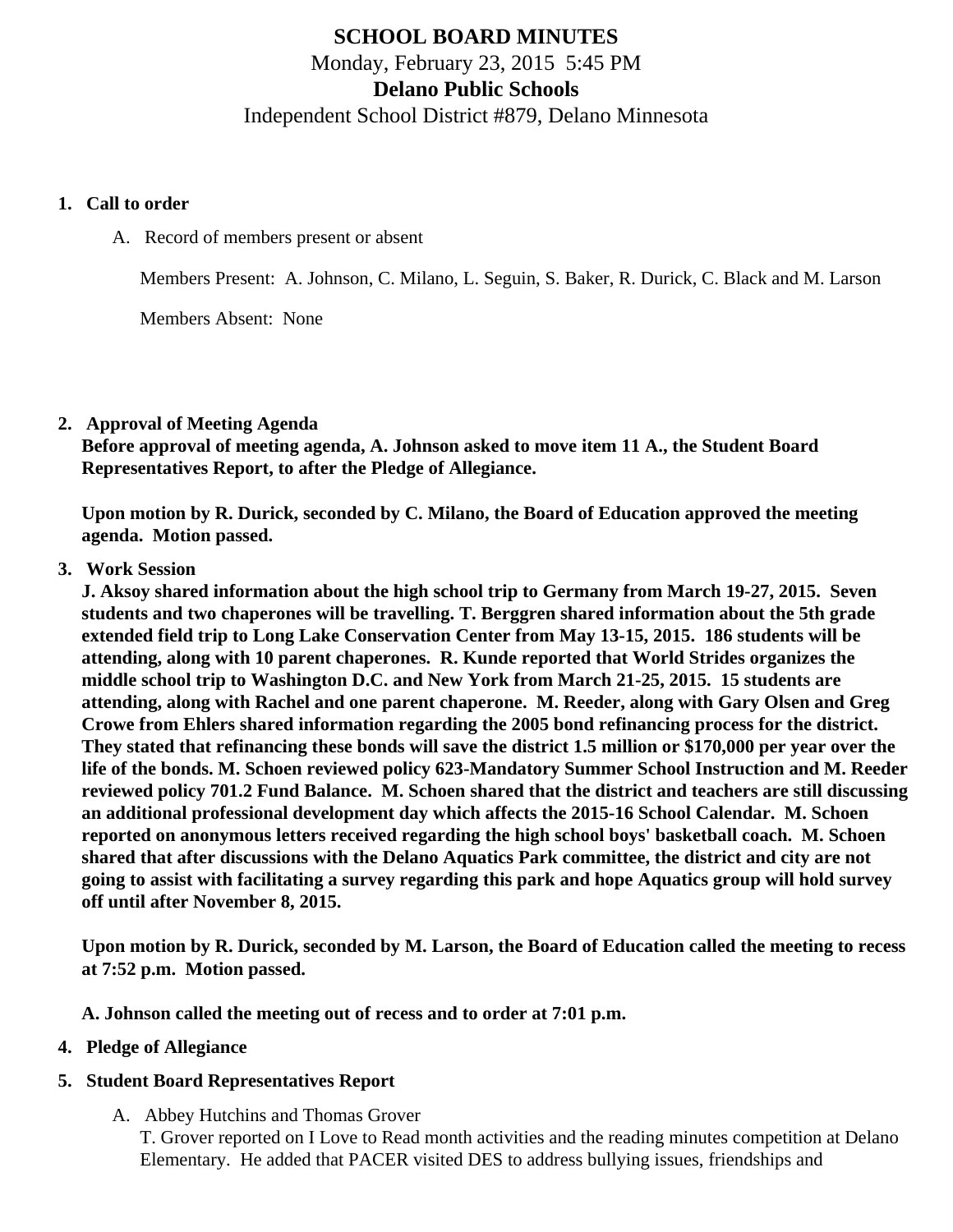# SCHOOL BOARD MINUTES

Monday, February 23, 2015 5:45 PM

**Delano Public Schools**

Independent School District #879, Delano Minnesota

1. **Call to order**

   A. Record of members present or absent

   Members Present: A. Johnson, C. Milano, L. Seguin, S. Baker, R. Durick, C. Black and M. Larson

   Members Absent: None

2. **Approval of Meeting Agenda**

   **Before approval of meeting agenda, A. Johnson asked to move item 11 A., the Student Board Representatives Report, to after the Pledge of Allegiance.**

   **Upon motion by R. Durick, seconded by C. Milano, the Board of Education approved the meeting agenda. Motion passed.**

3. **Work Session**

   **J. Aksoy shared information about the high school trip to Germany from March 19-27, 2015. Seven students and two chaperones will be travelling. T. Berggren shared information about the 5th grade extended field trip to Long Lake Conservation Center from May 13-15, 2015. 186 students will be attending, along with 10 parent chaperones. R. Kunde reported that World Strides organizes the middle school trip to Washington D.C. and New York from March 21-25, 2015. 15 students are attending, along with Rachel and one parent chaperone. M. Reeder, along with Gary Olsen and Greg Crowe from Ehlers shared information regarding the 2005 bond refinancing process for the district. They stated that refinancing these bonds will save the district 1.5 million or $170,000 per year over the life of the bonds. M. Schoen reviewed policy 623-Mandatory Summer School Instruction and M. Reeder reviewed policy 701.2 Fund Balance. M. Schoen shared that the district and teachers are still discussing an additional professional development day which affects the 2015-16 School Calendar. M. Schoen reported on anonymous letters received regarding the high school boys' basketball coach. M. Schoen shared that after discussions with the Delano Aquatics Park committee, the district and city are not going to assist with facilitating a survey regarding this park and hope Aquatics group will hold survey off until after November 8, 2015.**

   **Upon motion by R. Durick, seconded by M. Larson, the Board of Education called the meeting to recess at 7:52 p.m. Motion passed.**

   **A. Johnson called the meeting out of recess and to order at 7:01 p.m.**

4. **Pledge of Allegiance**

5. **Student Board Representatives Report**

   A. Abbey Hutchins and Thomas Grover

   T. Grover reported on I Love to Read month activities and the reading minutes competition at Delano Elementary. He added that PACER visited DES to address bullying issues, friendships and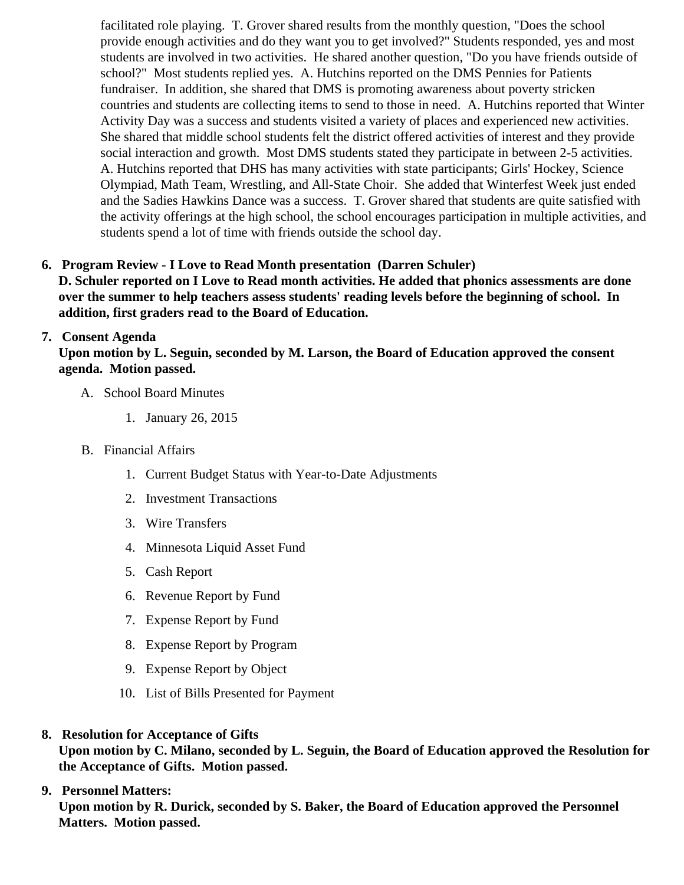facilitated role playing. T. Grover shared results from the monthly question, "Does the school provide enough activities and do they want you to get involved?" Students responded, yes and most students are involved in two activities. He shared another question, "Do you have friends outside of school?" Most students replied yes. A. Hutchins reported on the DMS Pennies for Patients fundraiser. In addition, she shared that DMS is promoting awareness about poverty stricken countries and students are collecting items to send to those in need. A. Hutchins reported that Winter Activity Day was a success and students visited a variety of places and experienced new activities. She shared that middle school students felt the district offered activities of interest and they provide social interaction and growth. Most DMS students stated they participate in between 2-5 activities. A. Hutchins reported that DHS has many activities with state participants; Girls' Hockey, Science Olympiad, Math Team, Wrestling, and All-State Choir. She added that Winterfest Week just ended and the Sadies Hawkins Dance was a success. T. Grover shared that students are quite satisfied with the activity offerings at the high school, the school encourages participation in multiple activities, and students spend a lot of time with friends outside the school day.

6. **Program Review - I Love to Read Month presentation (Darren Schuler)**
   **D. Schuler reported on I Love to Read month activities. He added that phonics assessments are done over the summer to help teachers assess students' reading levels before the beginning of school. In addition, first graders read to the Board of Education.**

7. **Consent Agenda**
   **Upon motion by L. Seguin, seconded by M. Larson, the Board of Education approved the consent agenda. Motion passed.**

   A. School Board Minutes
      1. January 26, 2015

   B. Financial Affairs
      1. Current Budget Status with Year-to-Date Adjustments
      2. Investment Transactions
      3. Wire Transfers
      4. Minnesota Liquid Asset Fund
      5. Cash Report
      6. Revenue Report by Fund
      7. Expense Report by Fund
      8. Expense Report by Program
      9. Expense Report by Object
      10. List of Bills Presented for Payment

8. **Resolution for Acceptance of Gifts**
   **Upon motion by C. Milano, seconded by L. Seguin, the Board of Education approved the Resolution for the Acceptance of Gifts. Motion passed.**

9. **Personnel Matters:**
   **Upon motion by R. Durick, seconded by S. Baker, the Board of Education approved the Personnel Matters. Motion passed.**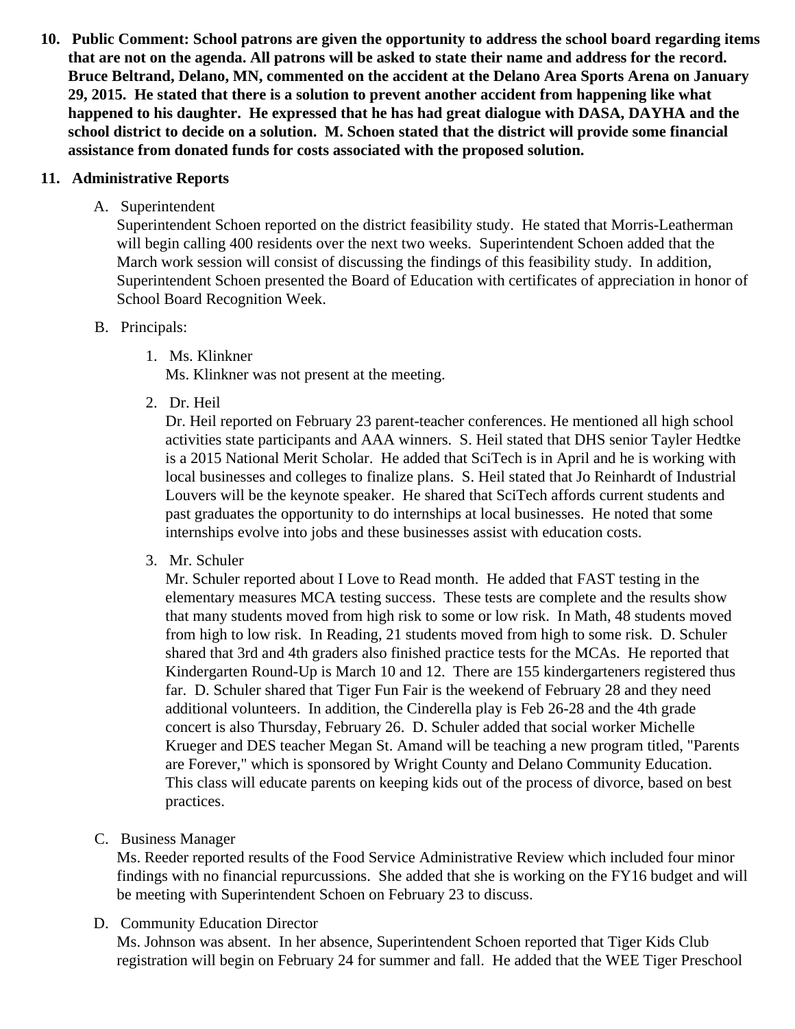10. **Public Comment: School patrons are given the opportunity to address the school board regarding items that are not on the agenda. All patrons will be asked to state their name and address for the record. Bruce Beltrand, Delano, MN, commented on the accident at the Delano Area Sports Arena on January 29, 2015. He stated that there is a solution to prevent another accident from happening like what happened to his daughter. He expressed that he has had great dialogue with DASA, DAYHA and the school district to decide on a solution. M. Schoen stated that the district will provide some financial assistance from donated funds for costs associated with the proposed solution.**

11. **Administrative Reports**

    A. Superintendent
    Superintendent Schoen reported on the district feasibility study. He stated that Morris-Leatherman will begin calling 400 residents over the next two weeks. Superintendent Schoen added that the March work session will consist of discussing the findings of this feasibility study. In addition, Superintendent Schoen presented the Board of Education with certificates of appreciation in honor of School Board Recognition Week.

    B. Principals:

    1. Ms. Klinkner
    Ms. Klinkner was not present at the meeting.

    2. Dr. Heil
    Dr. Heil reported on February 23 parent-teacher conferences. He mentioned all high school activities state participants and AAA winners. S. Heil stated that DHS senior Tayler Hedtke is a 2015 National Merit Scholar. He added that SciTech is in April and he is working with local businesses and colleges to finalize plans. S. Heil stated that Jo Reinhardt of Industrial Louvers will be the keynote speaker. He shared that SciTech affords current students and past graduates the opportunity to do internships at local businesses. He noted that some internships evolve into jobs and these businesses assist with education costs.

    3. Mr. Schuler
    Mr. Schuler reported about I Love to Read month. He added that FAST testing in the elementary measures MCA testing success. These tests are complete and the results show that many students moved from high risk to some or low risk. In Math, 48 students moved from high to low risk. In Reading, 21 students moved from high to some risk. D. Schuler shared that 3rd and 4th graders also finished practice tests for the MCAs. He reported that Kindergarten Round-Up is March 10 and 12. There are 155 kindergarteners registered thus far. D. Schuler shared that Tiger Fun Fair is the weekend of February 28 and they need additional volunteers. In addition, the Cinderella play is Feb 26-28 and the 4th grade concert is also Thursday, February 26. D. Schuler added that social worker Michelle Krueger and DES teacher Megan St. Amand will be teaching a new program titled, "Parents are Forever," which is sponsored by Wright County and Delano Community Education. This class will educate parents on keeping kids out of the process of divorce, based on best practices.

    C. Business Manager
    Ms. Reeder reported results of the Food Service Administrative Review which included four minor findings with no financial repurcussions. She added that she is working on the FY16 budget and will be meeting with Superintendent Schoen on February 23 to discuss.

    D. Community Education Director
    Ms. Johnson was absent. In her absence, Superintendent Schoen reported that Tiger Kids Club registration will begin on February 24 for summer and fall. He added that the WEE Tiger Preschool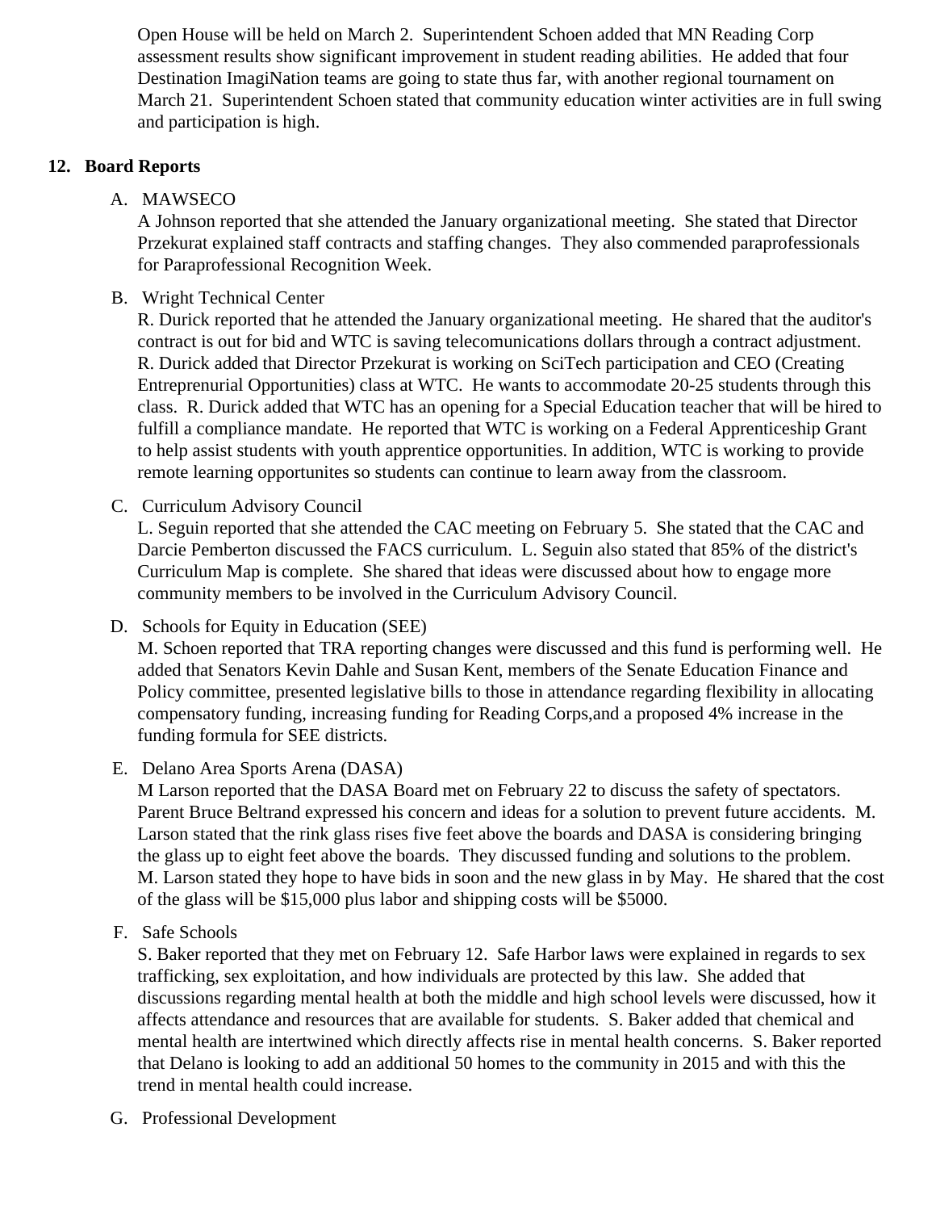Open House will be held on March 2. Superintendent Schoen added that MN Reading Corp assessment results show significant improvement in student reading abilities. He added that four Destination ImagiNation teams are going to state thus far, with another regional tournament on March 21. Superintendent Schoen stated that community education winter activities are in full swing and participation is high.

## 12. Board Reports

A. MAWSECO

A Johnson reported that she attended the January organizational meeting. She stated that Director Przekurat explained staff contracts and staffing changes. They also commended paraprofessionals for Paraprofessional Recognition Week.

B. Wright Technical Center

R. Durick reported that he attended the January organizational meeting. He shared that the auditor's contract is out for bid and WTC is saving telecomunications dollars through a contract adjustment. R. Durick added that Director Przekurat is working on SciTech participation and CEO (Creating Entreprenurial Opportunities) class at WTC. He wants to accommodate 20-25 students through this class. R. Durick added that WTC has an opening for a Special Education teacher that will be hired to fulfill a compliance mandate. He reported that WTC is working on a Federal Apprenticeship Grant to help assist students with youth apprentice opportunities. In addition, WTC is working to provide remote learning opportunites so students can continue to learn away from the classroom.

C. Curriculum Advisory Council

L. Seguin reported that she attended the CAC meeting on February 5. She stated that the CAC and Darcie Pemberton discussed the FACS curriculum. L. Seguin also stated that 85% of the district's Curriculum Map is complete. She shared that ideas were discussed about how to engage more community members to be involved in the Curriculum Advisory Council.

D. Schools for Equity in Education (SEE)

M. Schoen reported that TRA reporting changes were discussed and this fund is performing well. He added that Senators Kevin Dahle and Susan Kent, members of the Senate Education Finance and Policy committee, presented legislative bills to those in attendance regarding flexibility in allocating compensatory funding, increasing funding for Reading Corps,and a proposed 4% increase in the funding formula for SEE districts.

E. Delano Area Sports Arena (DASA)

M Larson reported that the DASA Board met on February 22 to discuss the safety of spectators. Parent Bruce Beltrand expressed his concern and ideas for a solution to prevent future accidents. M. Larson stated that the rink glass rises five feet above the boards and DASA is considering bringing the glass up to eight feet above the boards. They discussed funding and solutions to the problem. M. Larson stated they hope to have bids in soon and the new glass in by May. He shared that the cost of the glass will be $15,000 plus labor and shipping costs will be $5000.

F. Safe Schools

S. Baker reported that they met on February 12. Safe Harbor laws were explained in regards to sex trafficking, sex exploitation, and how individuals are protected by this law. She added that discussions regarding mental health at both the middle and high school levels were discussed, how it affects attendance and resources that are available for students. S. Baker added that chemical and mental health are intertwined which directly affects rise in mental health concerns. S. Baker reported that Delano is looking to add an additional 50 homes to the community in 2015 and with this the trend in mental health could increase.

G. Professional Development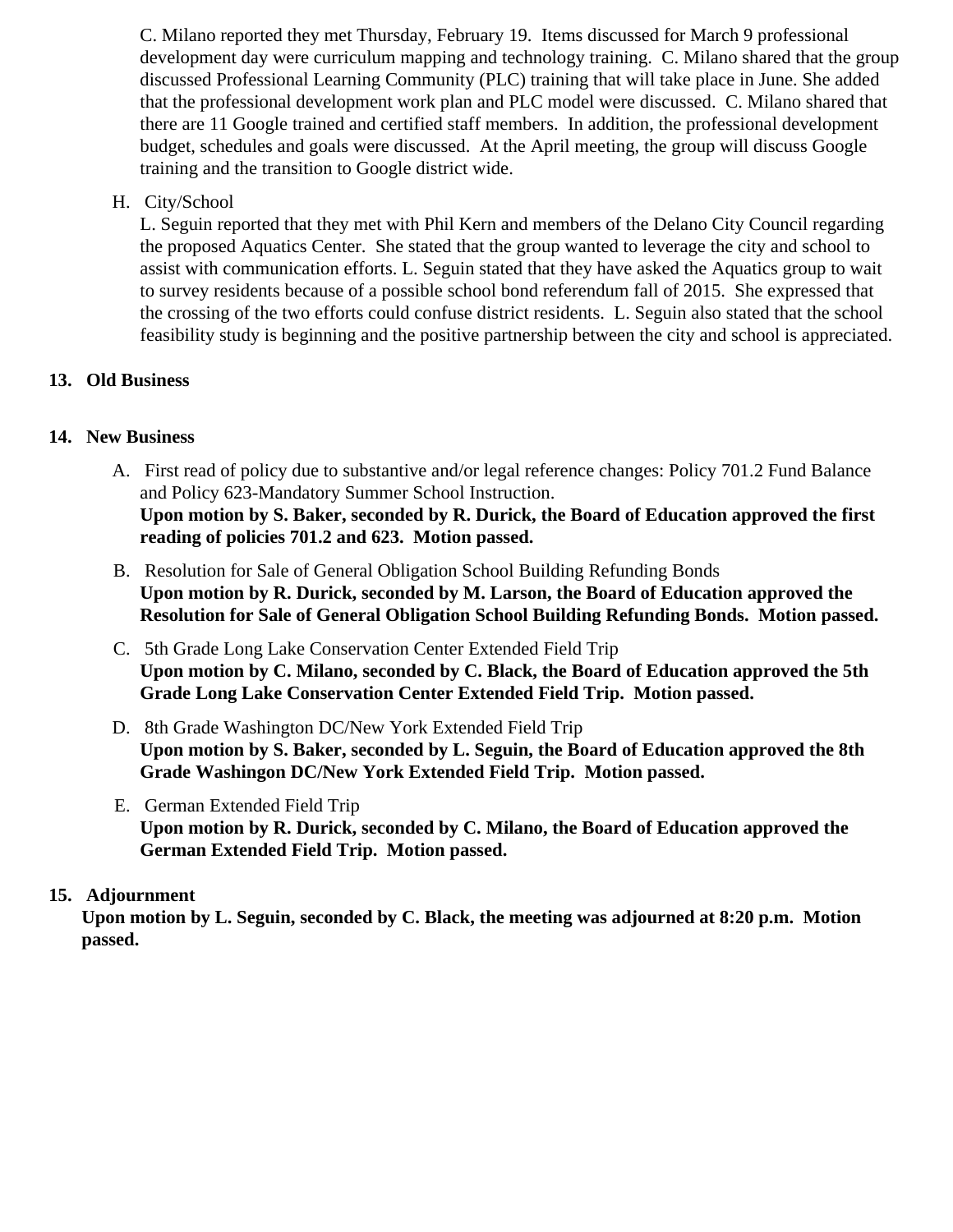C. Milano reported they met Thursday, February 19. Items discussed for March 9 professional development day were curriculum mapping and technology training. C. Milano shared that the group discussed Professional Learning Community (PLC) training that will take place in June. She added that the professional development work plan and PLC model were discussed. C. Milano shared that there are 11 Google trained and certified staff members. In addition, the professional development budget, schedules and goals were discussed. At the April meeting, the group will discuss Google training and the transition to Google district wide.

H. City/School

L. Seguin reported that they met with Phil Kern and members of the Delano City Council regarding the proposed Aquatics Center. She stated that the group wanted to leverage the city and school to assist with communication efforts. L. Seguin stated that they have asked the Aquatics group to wait to survey residents because of a possible school bond referendum fall of 2015. She expressed that the crossing of the two efforts could confuse district residents. L. Seguin also stated that the school feasibility study is beginning and the positive partnership between the city and school is appreciated.

## 13. Old Business

## 14. New Business

A. First read of policy due to substantive and/or legal reference changes: Policy 701.2 Fund Balance and Policy 623-Mandatory Summer School Instruction.
**Upon motion by S. Baker, seconded by R. Durick, the Board of Education approved the first reading of policies 701.2 and 623. Motion passed.**

B. Resolution for Sale of General Obligation School Building Refunding Bonds
**Upon motion by R. Durick, seconded by M. Larson, the Board of Education approved the Resolution for Sale of General Obligation School Building Refunding Bonds. Motion passed.**

C. 5th Grade Long Lake Conservation Center Extended Field Trip
**Upon motion by C. Milano, seconded by C. Black, the Board of Education approved the 5th Grade Long Lake Conservation Center Extended Field Trip. Motion passed.**

D. 8th Grade Washington DC/New York Extended Field Trip
**Upon motion by S. Baker, seconded by L. Seguin, the Board of Education approved the 8th Grade Washingon DC/New York Extended Field Trip. Motion passed.**

E. German Extended Field Trip
**Upon motion by R. Durick, seconded by C. Milano, the Board of Education approved the German Extended Field Trip. Motion passed.**

## 15. Adjournment

**Upon motion by L. Seguin, seconded by C. Black, the meeting was adjourned at 8:20 p.m. Motion passed.**